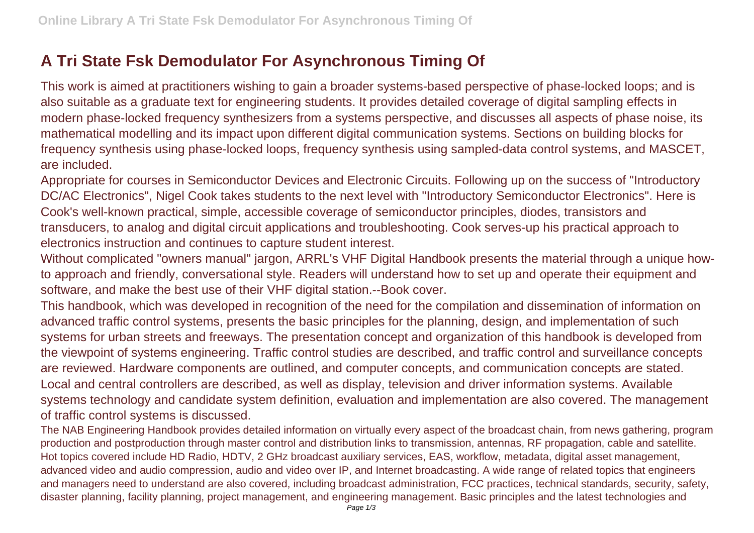# A Tri State Fsk Demodulator For Asynchronous Timing Of

This work is aimed at practitioners wishing to gain a broader systems-based perspective of phase-locked loops; and is also suitable as a graduate text for engineering students. It provides detailed coverage of digital sampling effects in modern phase-locked frequency synthesizers from a systems perspective, and discusses all aspects of phase noise, its mathematical modelling and its impact upon different digital communication systems. Sections on building blocks for frequency synthesis using phase-locked loops, frequency synthesis using sampled-data control systems, and MASCET, are included.

Appropriate for courses in Semiconductor Devices and Electronic Circuits. Following up on the success of "Introductory DC/AC Electronics", Nigel Cook takes students to the next level with "Introductory Semiconductor Electronics". Here is Cook's well-known practical, simple, accessible coverage of semiconductor principles, diodes, transistors and transducers, to analog and digital circuit applications and troubleshooting. Cook serves-up his practical approach to electronics instruction and continues to capture student interest.

Without complicated "owners manual" jargon, ARRL's VHF Digital Handbook presents the material through a unique how-to approach and friendly, conversational style. Readers will understand how to set up and operate their equipment and software, and make the best use of their VHF digital station.--Book cover.

This handbook, which was developed in recognition of the need for the compilation and dissemination of information on advanced traffic control systems, presents the basic principles for the planning, design, and implementation of such systems for urban streets and freeways. The presentation concept and organization of this handbook is developed from the viewpoint of systems engineering. Traffic control studies are described, and traffic control and surveillance concepts are reviewed. Hardware components are outlined, and computer concepts, and communication concepts are stated. Local and central controllers are described, as well as display, television and driver information systems. Available systems technology and candidate system definition, evaluation and implementation are also covered. The management of traffic control systems is discussed.

The NAB Engineering Handbook provides detailed information on virtually every aspect of the broadcast chain, from news gathering, program production and postproduction through master control and distribution links to transmission, antennas, RF propagation, cable and satellite. Hot topics covered include HD Radio, HDTV, 2 GHz broadcast auxiliary services, EAS, workflow, metadata, digital asset management, advanced video and audio compression, audio and video over IP, and Internet broadcasting. A wide range of related topics that engineers and managers need to understand are also covered, including broadcast administration, FCC practices, technical standards, security, safety, disaster planning, facility planning, project management, and engineering management. Basic principles and the latest technologies and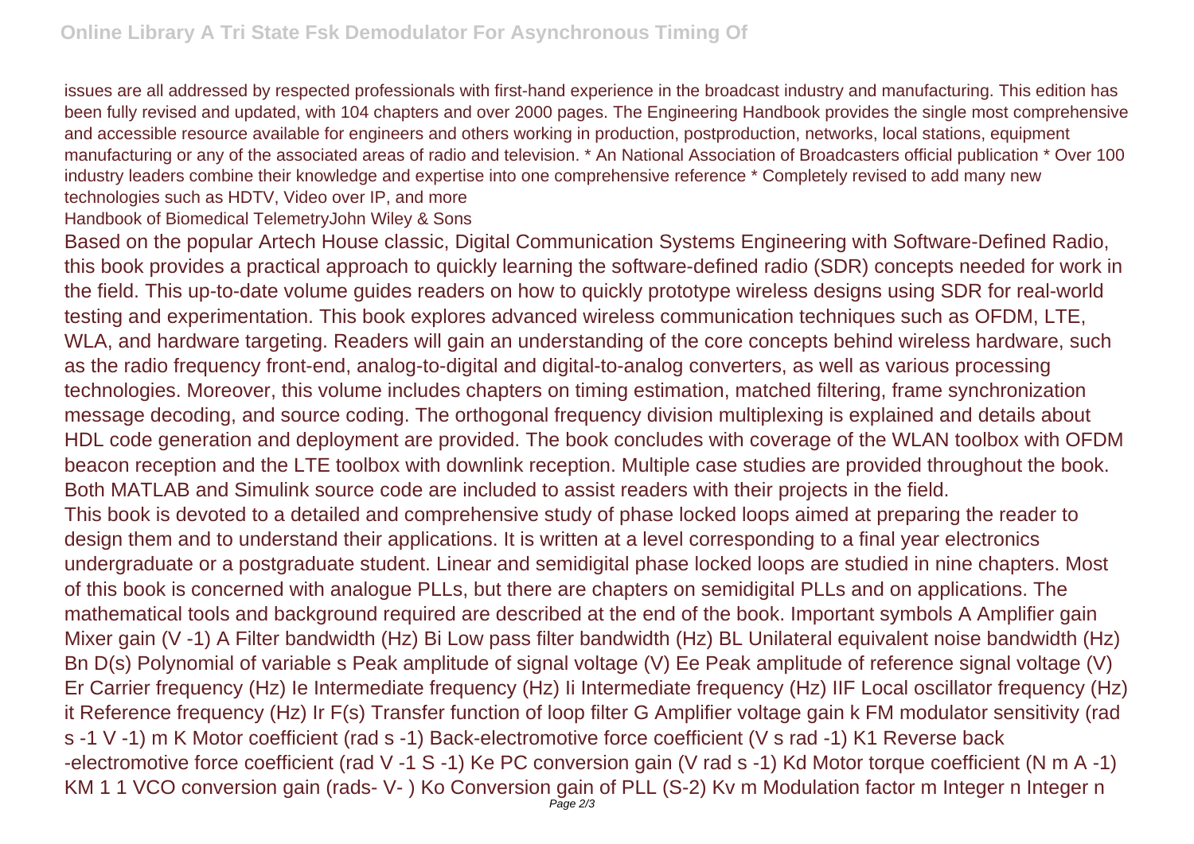issues are all addressed by respected professionals with first-hand experience in the broadcast industry and manufacturing. This edition has been fully revised and updated, with 104 chapters and over 2000 pages. The Engineering Handbook provides the single most comprehensive and accessible resource available for engineers and others working in production, postproduction, networks, local stations, equipment manufacturing or any of the associated areas of radio and television. * An National Association of Broadcasters official publication * Over 100 industry leaders combine their knowledge and expertise into one comprehensive reference * Completely revised to add many new technologies such as HDTV, Video over IP, and more

Handbook of Biomedical TelemetryJohn Wiley & Sons

Based on the popular Artech House classic, Digital Communication Systems Engineering with Software-Defined Radio, this book provides a practical approach to quickly learning the software-defined radio (SDR) concepts needed for work in the field. This up-to-date volume guides readers on how to quickly prototype wireless designs using SDR for real-world testing and experimentation. This book explores advanced wireless communication techniques such as OFDM, LTE, WLA, and hardware targeting. Readers will gain an understanding of the core concepts behind wireless hardware, such as the radio frequency front-end, analog-to-digital and digital-to-analog converters, as well as various processing technologies. Moreover, this volume includes chapters on timing estimation, matched filtering, frame synchronization message decoding, and source coding. The orthogonal frequency division multiplexing is explained and details about HDL code generation and deployment are provided. The book concludes with coverage of the WLAN toolbox with OFDM beacon reception and the LTE toolbox with downlink reception. Multiple case studies are provided throughout the book. Both MATLAB and Simulink source code are included to assist readers with their projects in the field.

This book is devoted to a detailed and comprehensive study of phase locked loops aimed at preparing the reader to design them and to understand their applications. It is written at a level corresponding to a final year electronics undergraduate or a postgraduate student. Linear and semidigital phase locked loops are studied in nine chapters. Most of this book is concerned with analogue PLLs, but there are chapters on semidigital PLLs and on applications. The mathematical tools and background required are described at the end of the book. Important symbols A Amplifier gain Mixer gain (V -1) A Filter bandwidth (Hz) Bi Low pass filter bandwidth (Hz) BL Unilateral equivalent noise bandwidth (Hz) Bn D(s) Polynomial of variable s Peak amplitude of signal voltage (V) Ee Peak amplitude of reference signal voltage (V) Er Carrier frequency (Hz) Ie Intermediate frequency (Hz) Ii Intermediate frequency (Hz) IIF Local oscillator frequency (Hz) it Reference frequency (Hz) Ir F(s) Transfer function of loop filter G Amplifier voltage gain k FM modulator sensitivity (rad s -1 V -1) m K Motor coefficient (rad s -1) Back-electromotive force coefficient (V s rad -1) K1 Reverse back -electromotive force coefficient (rad V -1 S -1) Ke PC conversion gain (V rad s -1) Kd Motor torque coefficient (N m A -1) KM 1 1 VCO conversion gain (rads- V- ) Ko Conversion gain of PLL (S-2) Kv m Modulation factor m Integer n Integer n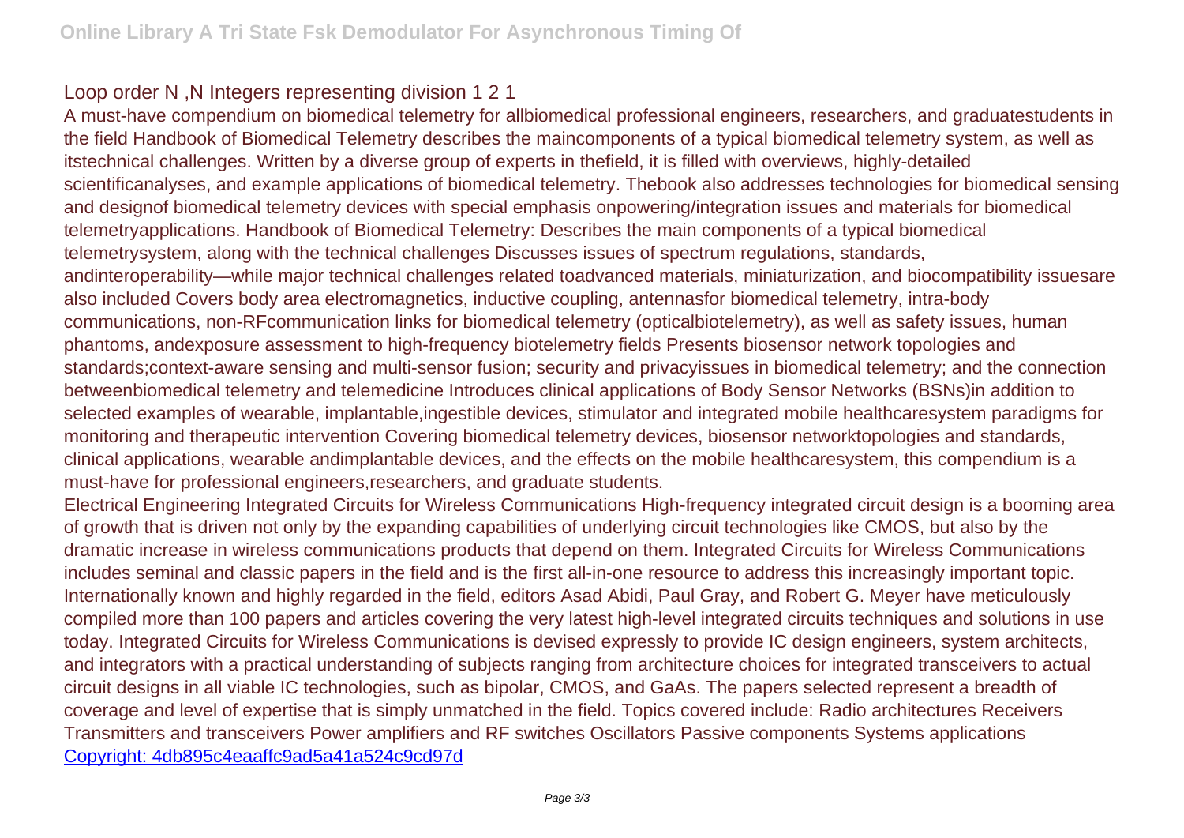Loop order N ,N Integers representing division 1 2 1

A must-have compendium on biomedical telemetry for allbiomedical professional engineers, researchers, and graduatestudents in the field Handbook of Biomedical Telemetry describes the maincomponents of a typical biomedical telemetry system, as well as itstechnical challenges. Written by a diverse group of experts in thefield, it is filled with overviews, highly-detailed scientificanalyses, and example applications of biomedical telemetry. Thebook also addresses technologies for biomedical sensing and designof biomedical telemetry devices with special emphasis onpowering/integration issues and materials for biomedical telemetryapplications. Handbook of Biomedical Telemetry: Describes the main components of a typical biomedical telemetrysystem, along with the technical challenges Discusses issues of spectrum regulations, standards, andinteroperability—while major technical challenges related toadvanced materials, miniaturization, and biocompatibility issuesare also included Covers body area electromagnetics, inductive coupling, antennasfor biomedical telemetry, intra-body communications, non-RFcommunication links for biomedical telemetry (opticalbiotelemetry), as well as safety issues, human phantoms, andexposure assessment to high-frequency biotelemetry fields Presents biosensor network topologies and standards;context-aware sensing and multi-sensor fusion; security and privacyissues in biomedical telemetry; and the connection betweenbiomedical telemetry and telemedicine Introduces clinical applications of Body Sensor Networks (BSNs)in addition to selected examples of wearable, implantable,ingestible devices, stimulator and integrated mobile healthcaresystem paradigms for monitoring and therapeutic intervention Covering biomedical telemetry devices, biosensor networktopologies and standards, clinical applications, wearable andimplantable devices, and the effects on the mobile healthcaresystem, this compendium is a must-have for professional engineers,researchers, and graduate students.

Electrical Engineering Integrated Circuits for Wireless Communications High-frequency integrated circuit design is a booming area of growth that is driven not only by the expanding capabilities of underlying circuit technologies like CMOS, but also by the dramatic increase in wireless communications products that depend on them. Integrated Circuits for Wireless Communications includes seminal and classic papers in the field and is the first all-in-one resource to address this increasingly important topic. Internationally known and highly regarded in the field, editors Asad Abidi, Paul Gray, and Robert G. Meyer have meticulously compiled more than 100 papers and articles covering the very latest high-level integrated circuits techniques and solutions in use today. Integrated Circuits for Wireless Communications is devised expressly to provide IC design engineers, system architects, and integrators with a practical understanding of subjects ranging from architecture choices for integrated transceivers to actual circuit designs in all viable IC technologies, such as bipolar, CMOS, and GaAs. The papers selected represent a breadth of coverage and level of expertise that is simply unmatched in the field. Topics covered include: Radio architectures Receivers Transmitters and transceivers Power amplifiers and RF switches Oscillators Passive components Systems applications

Copyright: 4db895c4eaaffc9ad5a41a524c9cd97d